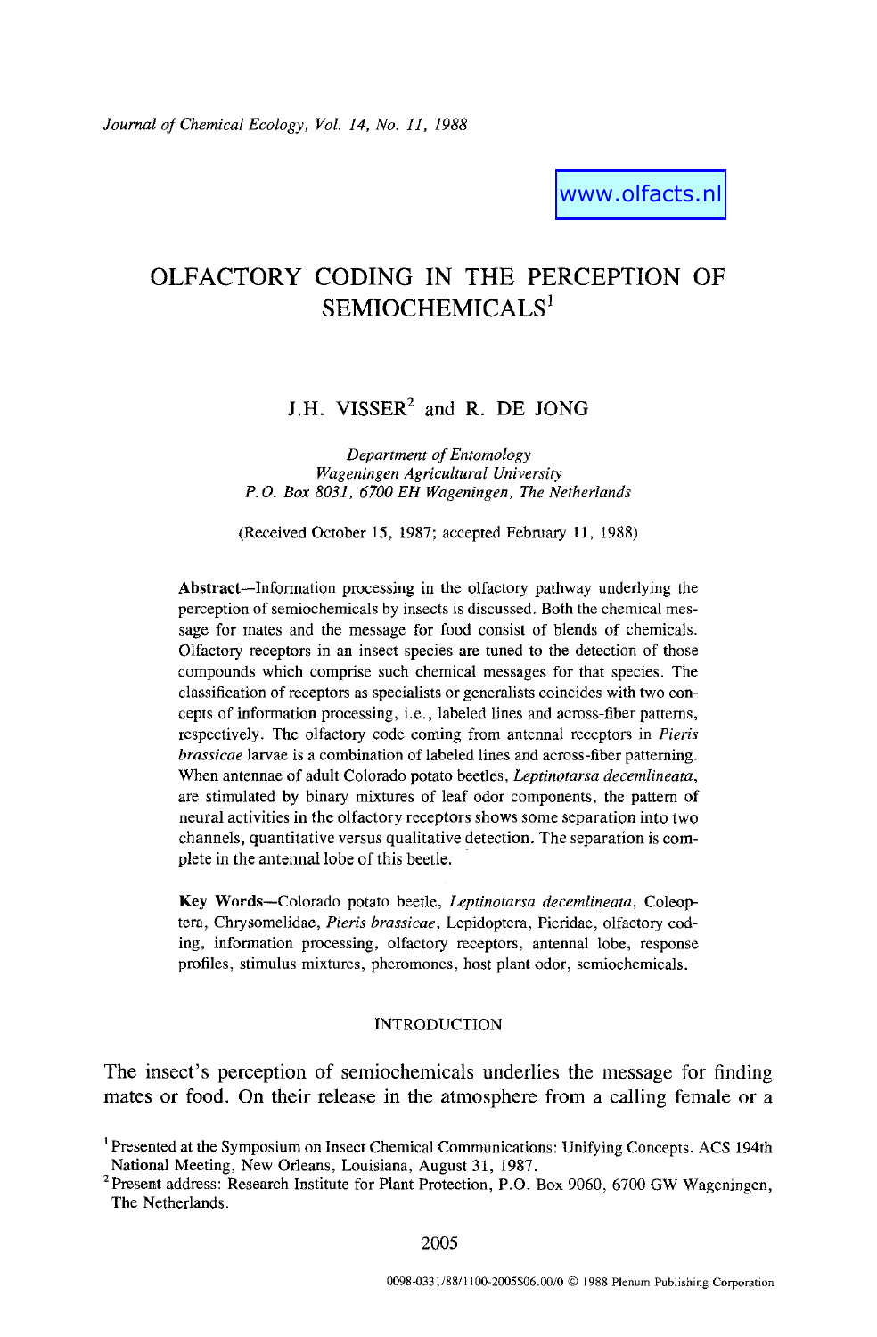www.olfacts.nl

# OLFACTORY CODING IN THE PERCEPTION OF SEMIOCHEMICALS[1]

J.H. VISSER[2] and R. DE JONG

*Department of Entomology*
*Wageningen Agricultural University*
*P.O. Box 8031, 6700 EH Wageningen, The Netherlands*

(Received October 15, 1987; accepted February 11, 1988)

**Abstract**—Information processing in the olfactory pathway underlying the perception of semiochemicals by insects is discussed. Both the chemical message for mates and the message for food consist of blends of chemicals. Olfactory receptors in an insect species are tuned to the detection of those compounds which comprise such chemical messages for that species. The classification of receptors as specialists or generalists coincides with two concepts of information processing, i.e., labeled lines and across-fiber patterns, respectively. The olfactory code coming from antennal receptors in *Pieris brassicae* larvae is a combination of labeled lines and across-fiber patterning. When antennae of adult Colorado potato beetles, *Leptinotarsa decemlineata*, are stimulated by binary mixtures of leaf odor components, the pattern of neural activities in the olfactory receptors shows some separation into two channels, quantitative versus qualitative detection. The separation is complete in the antennal lobe of this beetle.

**Key Words**—Colorado potato beetle, *Leptinotarsa decemlineata*, Coleoptera, Chrysomelidae, *Pieris brassicae*, Lepidoptera, Pieridae, olfactory coding, information processing, olfactory receptors, antennal lobe, response profiles, stimulus mixtures, pheromones, host plant odor, semiochemicals.

## INTRODUCTION

The insect's perception of semiochemicals underlies the message for finding mates or food. On their release in the atmosphere from a calling female or a

[1] Presented at the Symposium on Insect Chemical Communications: Unifying Concepts. ACS 194th National Meeting, New Orleans, Louisiana, August 31, 1987.

[2] Present address: Research Institute for Plant Protection, P.O. Box 9060, 6700 GW Wageningen, The Netherlands.

0098-0331/88/1100-2005$06.00/0 © 1988 Plenum Publishing Corporation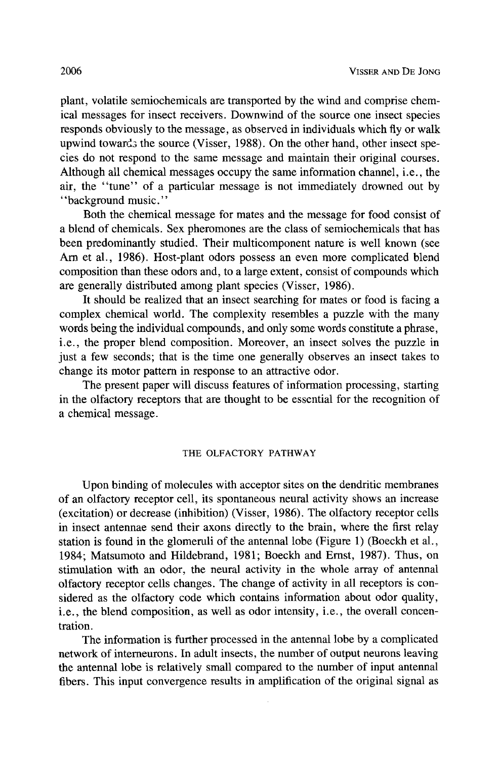plant, volatile semiochemicals are transported by the wind and comprise chemical messages for insect receivers. Downwind of the source one insect species responds obviously to the message, as observed in individuals which fly or walk upwind towards the source (Visser, 1988). On the other hand, other insect species do not respond to the same message and maintain their original courses. Although all chemical messages occupy the same information channel, i.e., the air, the "tune" of a particular message is not immediately drowned out by "background music."

Both the chemical message for mates and the message for food consist of a blend of chemicals. Sex pheromones are the class of semiochemicals that has been predominantly studied. Their multicomponent nature is well known (see Arn et al., 1986). Host-plant odors possess an even more complicated blend composition than these odors and, to a large extent, consist of compounds which are generally distributed among plant species (Visser, 1986).

It should be realized that an insect searching for mates or food is facing a complex chemical world. The complexity resembles a puzzle with the many words being the individual compounds, and only some words constitute a phrase, i.e., the proper blend composition. Moreover, an insect solves the puzzle in just a few seconds; that is the time one generally observes an insect takes to change its motor pattern in response to an attractive odor.

The present paper will discuss features of information processing, starting in the olfactory receptors that are thought to be essential for the recognition of a chemical message.

## THE OLFACTORY PATHWAY

Upon binding of molecules with acceptor sites on the dendritic membranes of an olfactory receptor cell, its spontaneous neural activity shows an increase (excitation) or decrease (inhibition) (Visser, 1986). The olfactory receptor cells in insect antennae send their axons directly to the brain, where the first relay station is found in the glomeruli of the antennal lobe (Figure 1) (Boeckh et al., 1984; Matsumoto and Hildebrand, 1981; Boeckh and Ernst, 1987). Thus, on stimulation with an odor, the neural activity in the whole array of antennal olfactory receptor cells changes. The change of activity in all receptors is considered as the olfactory code which contains information about odor quality, i.e., the blend composition, as well as odor intensity, i.e., the overall concentration.

The information is further processed in the antennal lobe by a complicated network of interneurons. In adult insects, the number of output neurons leaving the antennal lobe is relatively small compared to the number of input antennal fibers. This input convergence results in amplification of the original signal as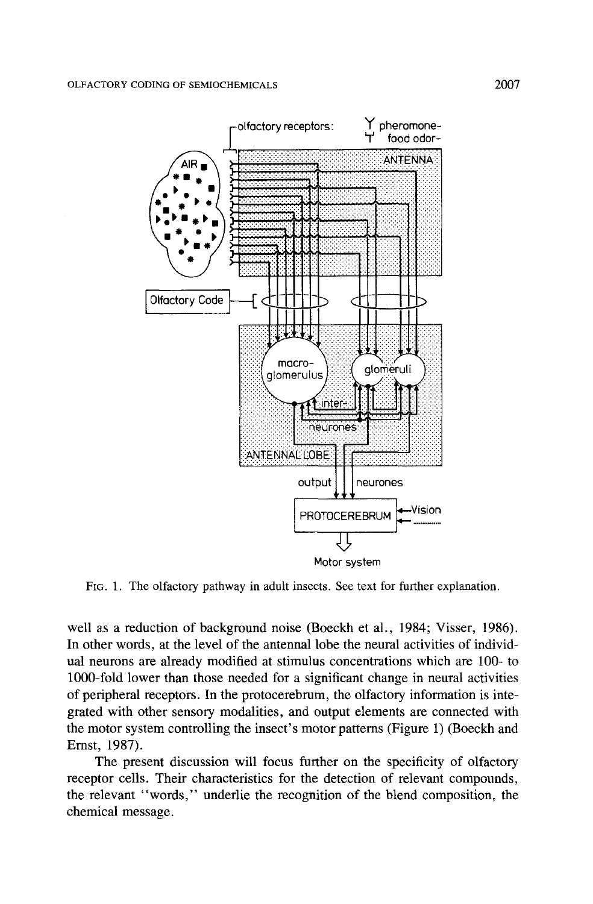FIG. 1. The olfactory pathway in adult insects. See text for further explanation.

well as a reduction of background noise (Boeckh et al., 1984; Visser, 1986). In other words, at the level of the antennal lobe the neural activities of individual neurons are already modified at stimulus concentrations which are 100- to 1000-fold lower than those needed for a significant change in neural activities of peripheral receptors. In the protocerebrum, the olfactory information is integrated with other sensory modalities, and output elements are connected with the motor system controlling the insect's motor patterns (Figure 1) (Boeckh and Ernst, 1987).

The present discussion will focus further on the specificity of olfactory receptor cells. Their characteristics for the detection of relevant compounds, the relevant "words," underlie the recognition of the blend composition, the chemical message.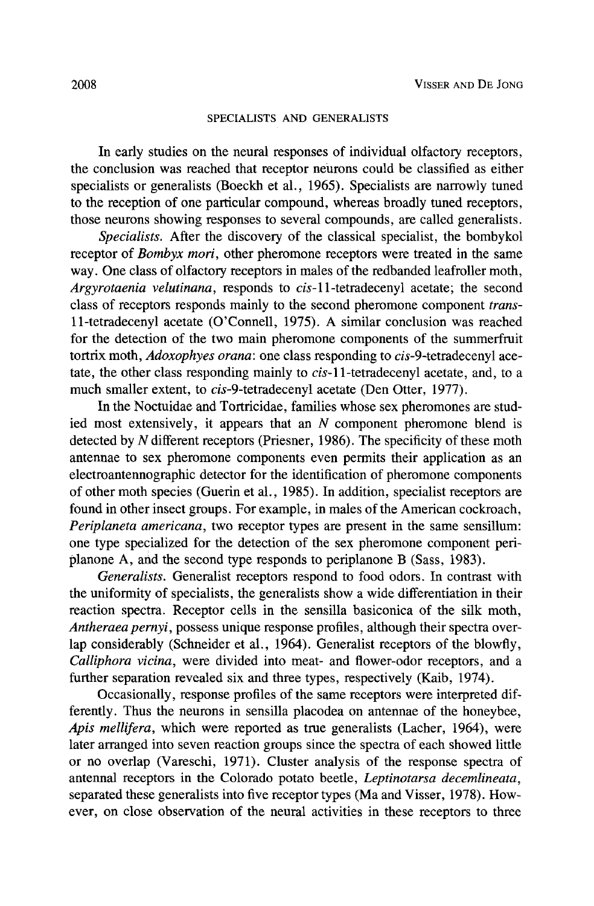## SPECIALISTS AND GENERALISTS

In early studies on the neural responses of individual olfactory receptors, the conclusion was reached that receptor neurons could be classified as either specialists or generalists (Boeckh et al., 1965). Specialists are narrowly tuned to the reception of one particular compound, whereas broadly tuned receptors, those neurons showing responses to several compounds, are called generalists.

*Specialists.* After the discovery of the classical specialist, the bombykol receptor of *Bombyx mori*, other pheromone receptors were treated in the same way. One class of olfactory receptors in males of the redbanded leafroller moth, *Argyrotaenia velutinana*, responds to *cis*-11-tetradecenyl acetate; the second class of receptors responds mainly to the second pheromone component *trans*-11-tetradecenyl acetate (O'Connell, 1975). A similar conclusion was reached for the detection of the two main pheromone components of the summerfruit tortrix moth, *Adoxophyes orana*: one class responding to *cis*-9-tetradecenyl acetate, the other class responding mainly to *cis*-11-tetradecenyl acetate, and, to a much smaller extent, to *cis*-9-tetradecenyl acetate (Den Otter, 1977).

In the Noctuidae and Tortricidae, families whose sex pheromones are studied most extensively, it appears that an $N$ component pheromone blend is detected by $N$ different receptors (Priesner, 1986). The specificity of these moth antennae to sex pheromone components even permits their application as an electroantennographic detector for the identification of pheromone components of other moth species (Guerin et al., 1985). In addition, specialist receptors are found in other insect groups. For example, in males of the American cockroach, *Periplaneta americana*, two receptor types are present in the same sensillum: one type specialized for the detection of the sex pheromone component periplanone A, and the second type responds to periplanone B (Sass, 1983).

*Generalists.* Generalist receptors respond to food odors. In contrast with the uniformity of specialists, the generalists show a wide differentiation in their reaction spectra. Receptor cells in the sensilla basiconica of the silk moth, *Antheraea pernyi*, possess unique response profiles, although their spectra overlap considerably (Schneider et al., 1964). Generalist receptors of the blowfly, *Calliphora vicina*, were divided into meat- and flower-odor receptors, and a further separation revealed six and three types, respectively (Kaib, 1974).

Occasionally, response profiles of the same receptors were interpreted differently. Thus the neurons in sensilla placodea on antennae of the honeybee, *Apis mellifera*, which were reported as true generalists (Lacher, 1964), were later arranged into seven reaction groups since the spectra of each showed little or no overlap (Vareschi, 1971). Cluster analysis of the response spectra of antennal receptors in the Colorado potato beetle, *Leptinotarsa decemlineata*, separated these generalists into five receptor types (Ma and Visser, 1978). However, on close observation of the neural activities in these receptors to three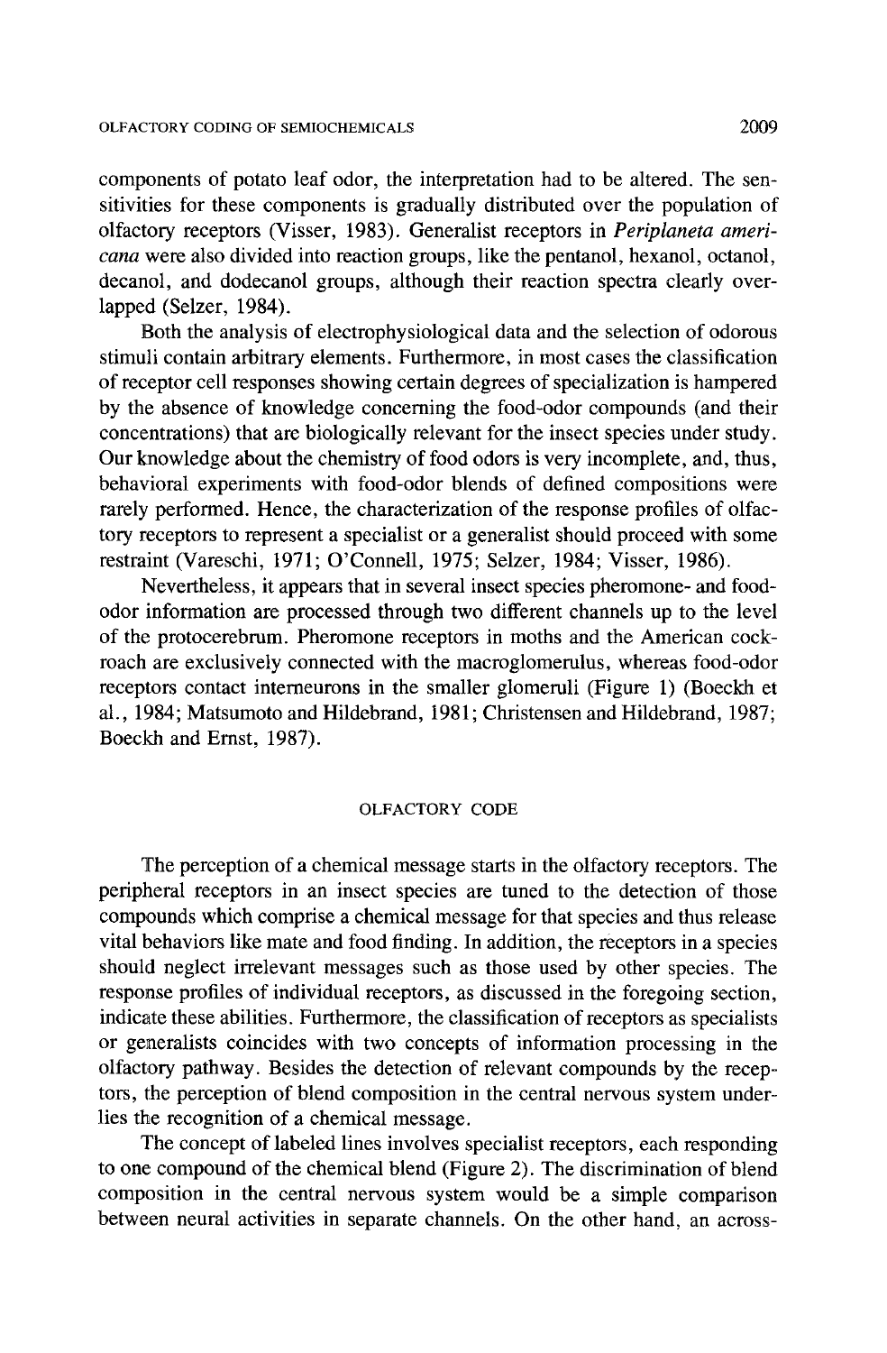components of potato leaf odor, the interpretation had to be altered. The sensitivities for these components is gradually distributed over the population of olfactory receptors (Visser, 1983). Generalist receptors in *Periplaneta americana* were also divided into reaction groups, like the pentanol, hexanol, octanol, decanol, and dodecanol groups, although their reaction spectra clearly overlapped (Selzer, 1984).

Both the analysis of electrophysiological data and the selection of odorous stimuli contain arbitrary elements. Furthermore, in most cases the classification of receptor cell responses showing certain degrees of specialization is hampered by the absence of knowledge concerning the food-odor compounds (and their concentrations) that are biologically relevant for the insect species under study. Our knowledge about the chemistry of food odors is very incomplete, and, thus, behavioral experiments with food-odor blends of defined compositions were rarely performed. Hence, the characterization of the response profiles of olfactory receptors to represent a specialist or a generalist should proceed with some restraint (Vareschi, 1971; O'Connell, 1975; Selzer, 1984; Visser, 1986).

Nevertheless, it appears that in several insect species pheromone- and food-odor information are processed through two different channels up to the level of the protocerebrum. Pheromone receptors in moths and the American cockroach are exclusively connected with the macroglomerulus, whereas food-odor receptors contact interneurons in the smaller glomeruli (Figure 1) (Boeckh et al., 1984; Matsumoto and Hildebrand, 1981; Christensen and Hildebrand, 1987; Boeckh and Ernst, 1987).

## OLFACTORY CODE

The perception of a chemical message starts in the olfactory receptors. The peripheral receptors in an insect species are tuned to the detection of those compounds which comprise a chemical message for that species and thus release vital behaviors like mate and food finding. In addition, the receptors in a species should neglect irrelevant messages such as those used by other species. The response profiles of individual receptors, as discussed in the foregoing section, indicate these abilities. Furthermore, the classification of receptors as specialists or generalists coincides with two concepts of information processing in the olfactory pathway. Besides the detection of relevant compounds by the receptors, the perception of blend composition in the central nervous system underlies the recognition of a chemical message.

The concept of labeled lines involves specialist receptors, each responding to one compound of the chemical blend (Figure 2). The discrimination of blend composition in the central nervous system would be a simple comparison between neural activities in separate channels. On the other hand, an across-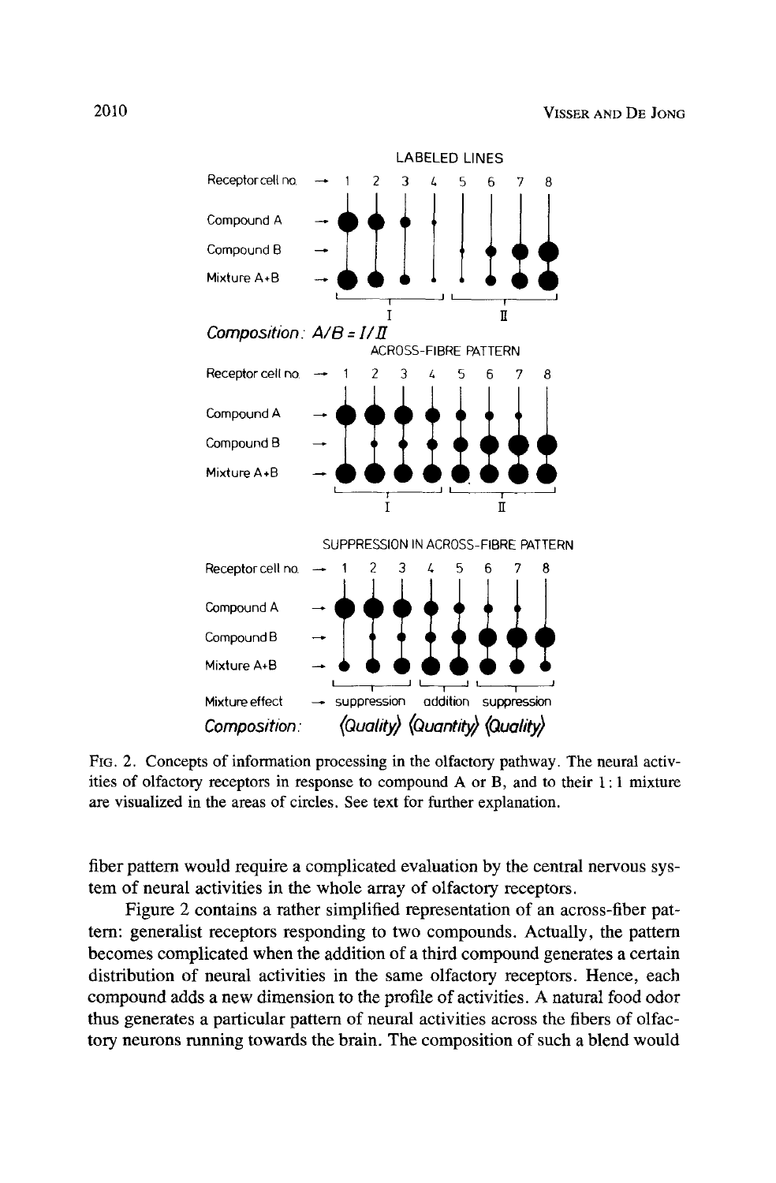FIG. 2. Concepts of information processing in the olfactory pathway. The neural activities of olfactory receptors in response to compound A or B, and to their 1 : 1 mixture are visualized in the areas of circles. See text for further explanation.

fiber pattern would require a complicated evaluation by the central nervous system of neural activities in the whole array of olfactory receptors.

Figure 2 contains a rather simplified representation of an across-fiber pattern: generalist receptors responding to two compounds. Actually, the pattern becomes complicated when the addition of a third compound generates a certain distribution of neural activities in the same olfactory receptors. Hence, each compound adds a new dimension to the profile of activities. A natural food odor thus generates a particular pattern of neural activities across the fibers of olfactory neurons running towards the brain. The composition of such a blend would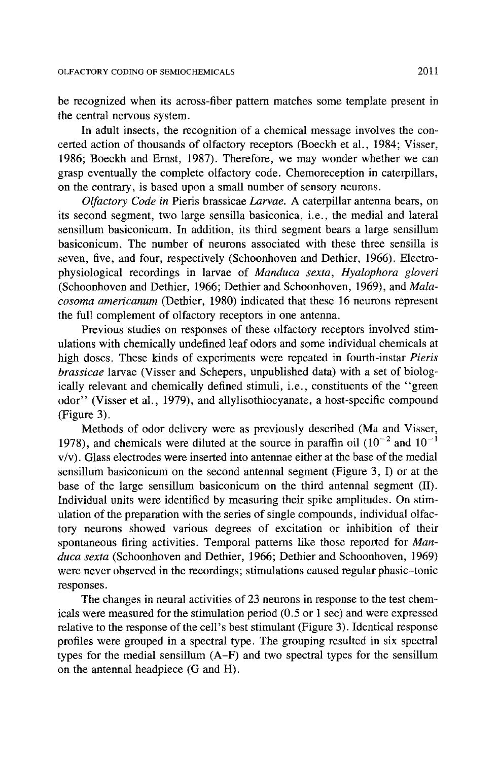be recognized when its across-fiber pattern matches some template present in the central nervous system.

In adult insects, the recognition of a chemical message involves the concerted action of thousands of olfactory receptors (Boeckh et al., 1984; Visser, 1986; Boeckh and Ernst, 1987). Therefore, we may wonder whether we can grasp eventually the complete olfactory code. Chemoreception in caterpillars, on the contrary, is based upon a small number of sensory neurons.

*Olfactory Code in* Pieris brassicae *Larvae.* A caterpillar antenna bears, on its second segment, two large sensilla basiconica, i.e., the medial and lateral sensillum basiconicum. In addition, its third segment bears a large sensillum basiconicum. The number of neurons associated with these three sensilla is seven, five, and four, respectively (Schoonhoven and Dethier, 1966). Electrophysiological recordings in larvae of *Manduca sexta*, *Hyalophora gloveri* (Schoonhoven and Dethier, 1966; Dethier and Schoonhoven, 1969), and *Malacosoma americanum* (Dethier, 1980) indicated that these 16 neurons represent the full complement of olfactory receptors in one antenna.

Previous studies on responses of these olfactory receptors involved stimulations with chemically undefined leaf odors and some individual chemicals at high doses. These kinds of experiments were repeated in fourth-instar *Pieris brassicae* larvae (Visser and Schepers, unpublished data) with a set of biologically relevant and chemically defined stimuli, i.e., constituents of the "green odor" (Visser et al., 1979), and allylisothiocyanate, a host-specific compound (Figure 3).

Methods of odor delivery were as previously described (Ma and Visser, 1978), and chemicals were diluted at the source in paraffin oil ($10^{-2}$ and $10^{-1}$ v/v). Glass electrodes were inserted into antennae either at the base of the medial sensillum basiconicum on the second antennal segment (Figure 3, I) or at the base of the large sensillum basiconicum on the third antennal segment (II). Individual units were identified by measuring their spike amplitudes. On stimulation of the preparation with the series of single compounds, individual olfactory neurons showed various degrees of excitation or inhibition of their spontaneous firing activities. Temporal patterns like those reported for *Manduca sexta* (Schoonhoven and Dethier, 1966; Dethier and Schoonhoven, 1969) were never observed in the recordings; stimulations caused regular phasic–tonic responses.

The changes in neural activities of 23 neurons in response to the test chemicals were measured for the stimulation period (0.5 or 1 sec) and were expressed relative to the response of the cell's best stimulant (Figure 3). Identical response profiles were grouped in a spectral type. The grouping resulted in six spectral types for the medial sensillum (A–F) and two spectral types for the sensillum on the antennal headpiece (G and H).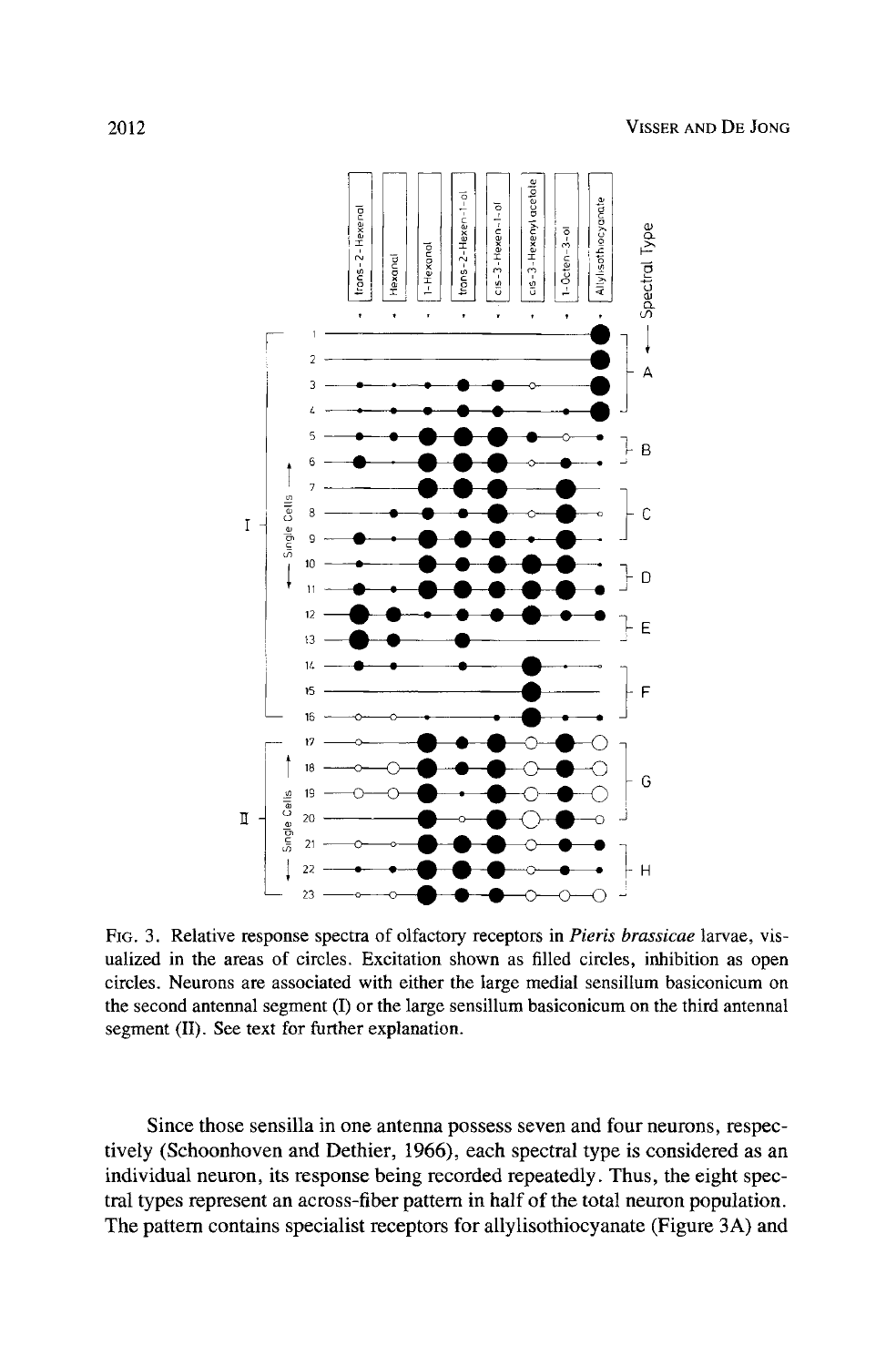FIG. 3. Relative response spectra of olfactory receptors in *Pieris brassicae* larvae, visualized in the areas of circles. Excitation shown as filled circles, inhibition as open circles. Neurons are associated with either the large medial sensillum basiconicum on the second antennal segment (I) or the large sensillum basiconicum on the third antennal segment (II). See text for further explanation.

Since those sensilla in one antenna possess seven and four neurons, respectively (Schoonhoven and Dethier, 1966), each spectral type is considered as an individual neuron, its response being recorded repeatedly. Thus, the eight spectral types represent an across-fiber pattern in half of the total neuron population. The pattern contains specialist receptors for allylisothiocyanate (Figure 3A) and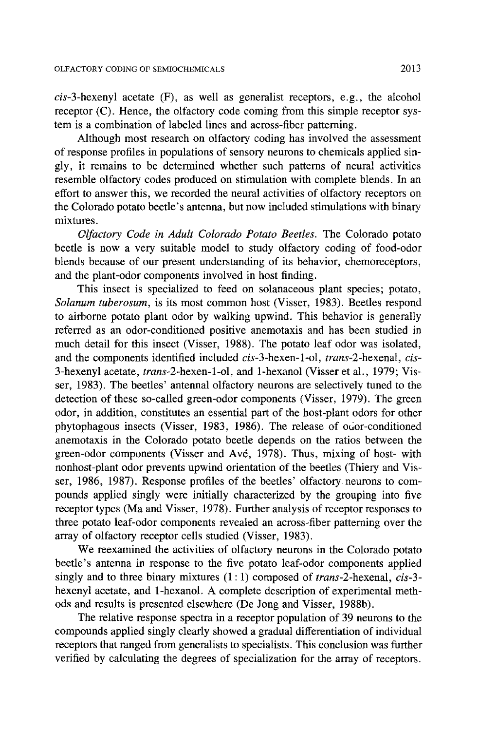*cis*-3-hexenyl acetate (F), as well as generalist receptors, e.g., the alcohol receptor (C). Hence, the olfactory code coming from this simple receptor system is a combination of labeled lines and across-fiber patterning.

Although most research on olfactory coding has involved the assessment of response profiles in populations of sensory neurons to chemicals applied singly, it remains to be determined whether such patterns of neural activities resemble olfactory codes produced on stimulation with complete blends. In an effort to answer this, we recorded the neural activities of olfactory receptors on the Colorado potato beetle's antenna, but now included stimulations with binary mixtures.

*Olfactory Code in Adult Colorado Potato Beetles.* The Colorado potato beetle is now a very suitable model to study olfactory coding of food-odor blends because of our present understanding of its behavior, chemoreceptors, and the plant-odor components involved in host finding.

This insect is specialized to feed on solanaceous plant species; potato, *Solanum tuberosum*, is its most common host (Visser, 1983). Beetles respond to airborne potato plant odor by walking upwind. This behavior is generally referred as an odor-conditioned positive anemotaxis and has been studied in much detail for this insect (Visser, 1988). The potato leaf odor was isolated, and the components identified included *cis*-3-hexen-1-ol, *trans*-2-hexenal, *cis*-3-hexenyl acetate, *trans*-2-hexen-1-ol, and 1-hexanol (Visser et al., 1979; Visser, 1983). The beetles' antennal olfactory neurons are selectively tuned to the detection of these so-called green-odor components (Visser, 1979). The green odor, in addition, constitutes an essential part of the host-plant odors for other phytophagous insects (Visser, 1983, 1986). The release of odor-conditioned anemotaxis in the Colorado potato beetle depends on the ratios between the green-odor components (Visser and Avé, 1978). Thus, mixing of host- with nonhost-plant odor prevents upwind orientation of the beetles (Thiery and Visser, 1986, 1987). Response profiles of the beetles' olfactory neurons to compounds applied singly were initially characterized by the grouping into five receptor types (Ma and Visser, 1978). Further analysis of receptor responses to three potato leaf-odor components revealed an across-fiber patterning over the array of olfactory receptor cells studied (Visser, 1983).

We reexamined the activities of olfactory neurons in the Colorado potato beetle's antenna in response to the five potato leaf-odor components applied singly and to three binary mixtures (1 : 1) composed of *trans*-2-hexenal, *cis*-3-hexenyl acetate, and 1-hexanol. A complete description of experimental methods and results is presented elsewhere (De Jong and Visser, 1988b).

The relative response spectra in a receptor population of 39 neurons to the compounds applied singly clearly showed a gradual differentiation of individual receptors that ranged from generalists to specialists. This conclusion was further verified by calculating the degrees of specialization for the array of receptors.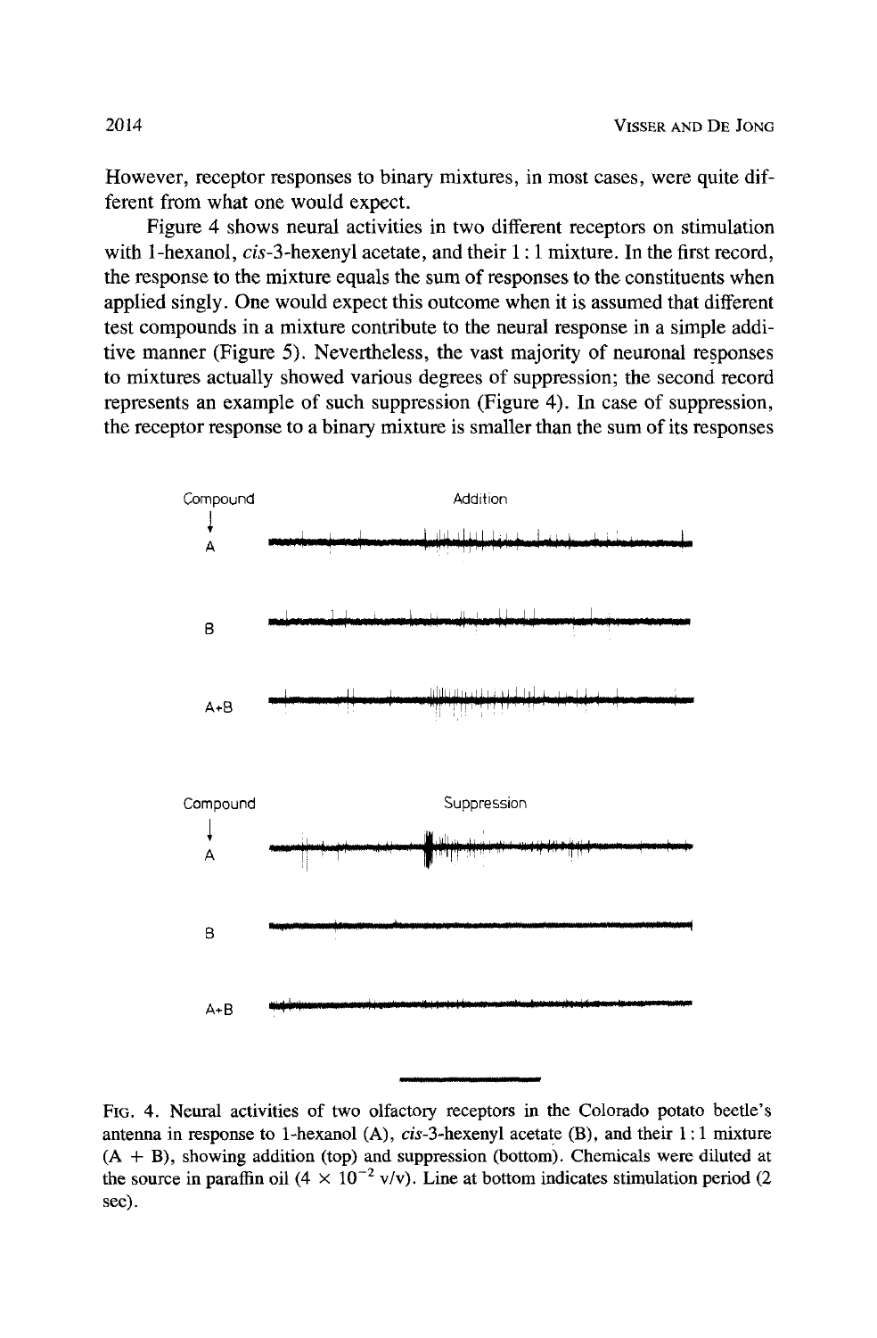However, receptor responses to binary mixtures, in most cases, were quite different from what one would expect.

Figure 4 shows neural activities in two different receptors on stimulation with 1-hexanol, *cis*-3-hexenyl acetate, and their 1:1 mixture. In the first record, the response to the mixture equals the sum of responses to the constituents when applied singly. One would expect this outcome when it is assumed that different test compounds in a mixture contribute to the neural response in a simple additive manner (Figure 5). Nevertheless, the vast majority of neuronal responses to mixtures actually showed various degrees of suppression; the second record represents an example of such suppression (Figure 4). In case of suppression, the receptor response to a binary mixture is smaller than the sum of its responses

Compound

Addition

A

B

A+B

Compound

Suppression

A

B

A+B

FIG. 4. Neural activities of two olfactory receptors in the Colorado potato beetle's antenna in response to 1-hexanol (A), *cis*-3-hexenyl acetate (B), and their 1:1 mixture (A + B), showing addition (top) and suppression (bottom). Chemicals were diluted at the source in paraffin oil ($4 \times 10^{-2}$ v/v). Line at bottom indicates stimulation period (2 sec).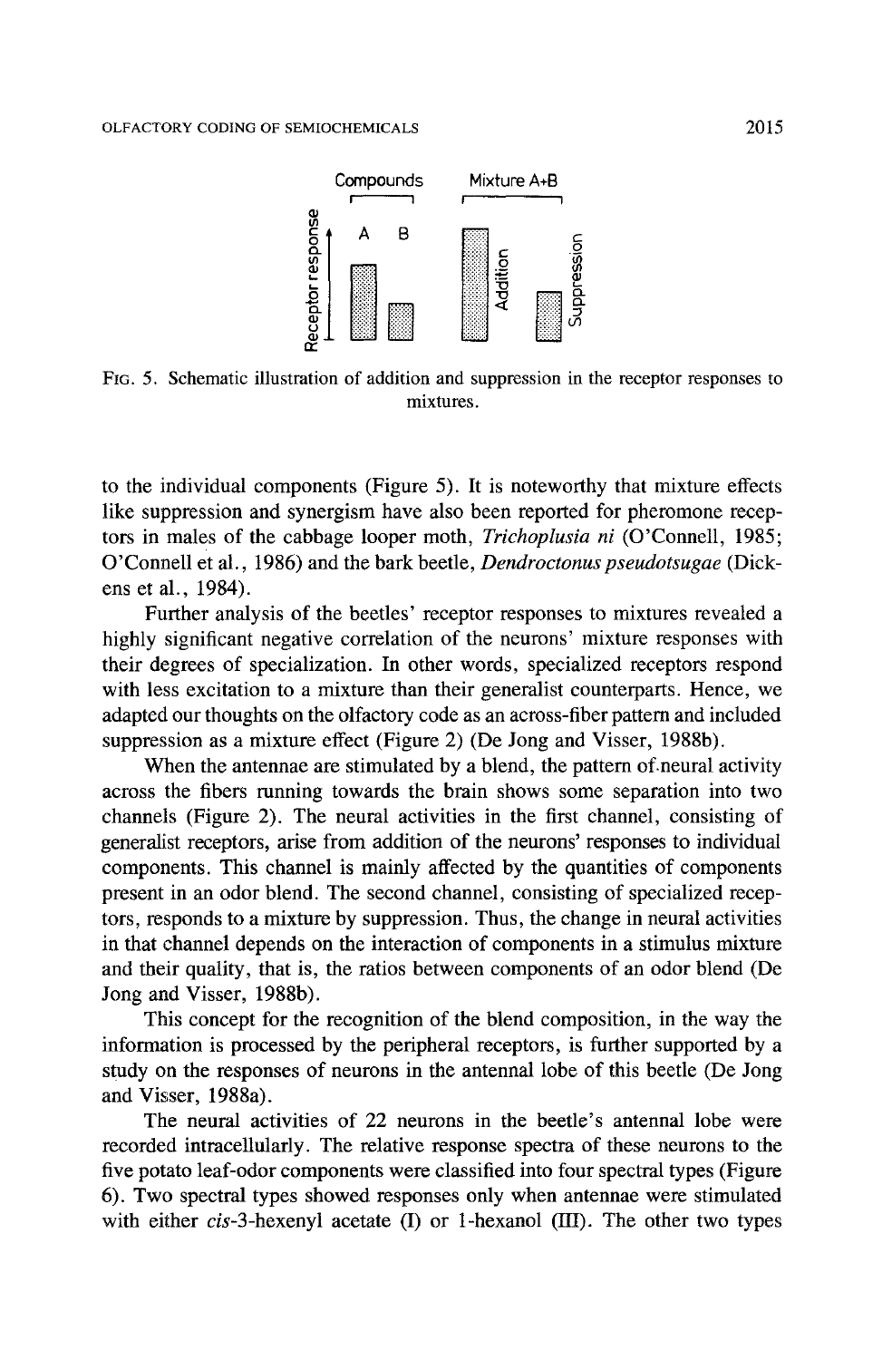Compounds Mixture A+B

Receptor response — A, B, Addition, Suppression

FIG. 5. Schematic illustration of addition and suppression in the receptor responses to mixtures.

to the individual components (Figure 5). It is noteworthy that mixture effects like suppression and synergism have also been reported for pheromone receptors in males of the cabbage looper moth, *Trichoplusia ni* (O'Connell, 1985; O'Connell et al., 1986) and the bark beetle, *Dendroctonus pseudotsugae* (Dickens et al., 1984).

Further analysis of the beetles' receptor responses to mixtures revealed a highly significant negative correlation of the neurons' mixture responses with their degrees of specialization. In other words, specialized receptors respond with less excitation to a mixture than their generalist counterparts. Hence, we adapted our thoughts on the olfactory code as an across-fiber pattern and included suppression as a mixture effect (Figure 2) (De Jong and Visser, 1988b).

When the antennae are stimulated by a blend, the pattern of neural activity across the fibers running towards the brain shows some separation into two channels (Figure 2). The neural activities in the first channel, consisting of generalist receptors, arise from addition of the neurons' responses to individual components. This channel is mainly affected by the quantities of components present in an odor blend. The second channel, consisting of specialized receptors, responds to a mixture by suppression. Thus, the change in neural activities in that channel depends on the interaction of components in a stimulus mixture and their quality, that is, the ratios between components of an odor blend (De Jong and Visser, 1988b).

This concept for the recognition of the blend composition, in the way the information is processed by the peripheral receptors, is further supported by a study on the responses of neurons in the antennal lobe of this beetle (De Jong and Visser, 1988a).

The neural activities of 22 neurons in the beetle's antennal lobe were recorded intracellularly. The relative response spectra of these neurons to the five potato leaf-odor components were classified into four spectral types (Figure 6). Two spectral types showed responses only when antennae were stimulated with either *cis*-3-hexenyl acetate (I) or 1-hexanol (III). The other two types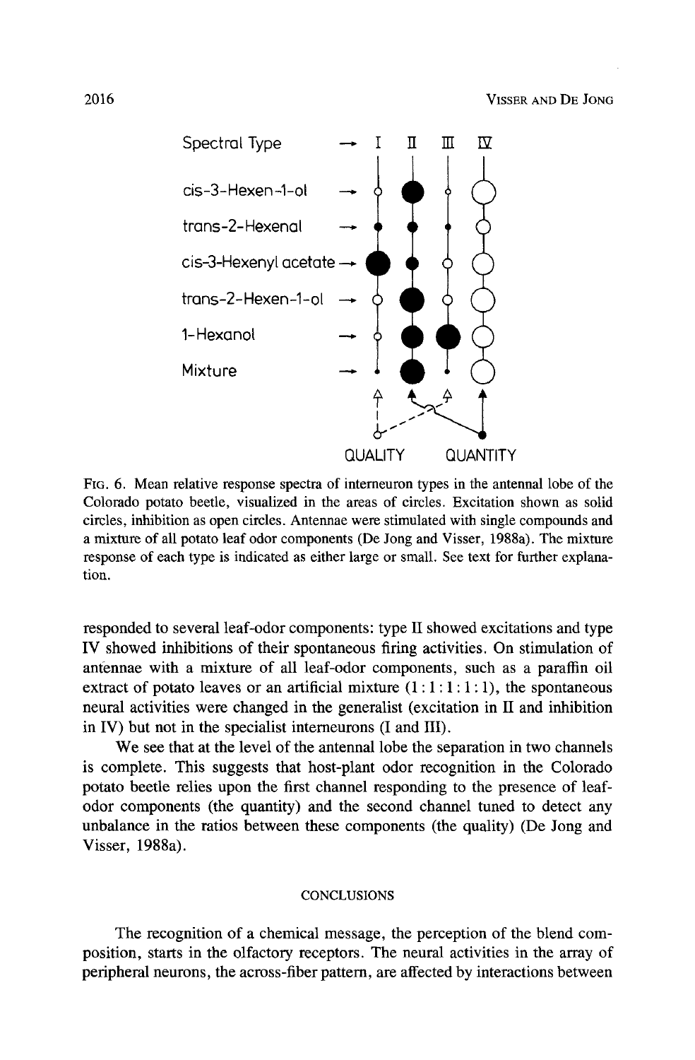FIG. 6. Mean relative response spectra of interneuron types in the antennal lobe of the Colorado potato beetle, visualized in the areas of circles. Excitation shown as solid circles, inhibition as open circles. Antennae were stimulated with single compounds and a mixture of all potato leaf odor components (De Jong and Visser, 1988a). The mixture response of each type is indicated as either large or small. See text for further explanation.

responded to several leaf-odor components: type II showed excitations and type IV showed inhibitions of their spontaneous firing activities. On stimulation of antennae with a mixture of all leaf-odor components, such as a paraffin oil extract of potato leaves or an artificial mixture (1 : 1 : 1 : 1 : 1), the spontaneous neural activities were changed in the generalist (excitation in II and inhibition in IV) but not in the specialist interneurons (I and III).

We see that at the level of the antennal lobe the separation in two channels is complete. This suggests that host-plant odor recognition in the Colorado potato beetle relies upon the first channel responding to the presence of leaf-odor components (the quantity) and the second channel tuned to detect any unbalance in the ratios between these components (the quality) (De Jong and Visser, 1988a).

## CONCLUSIONS

The recognition of a chemical message, the perception of the blend composition, starts in the olfactory receptors. The neural activities in the array of peripheral neurons, the across-fiber pattern, are affected by interactions between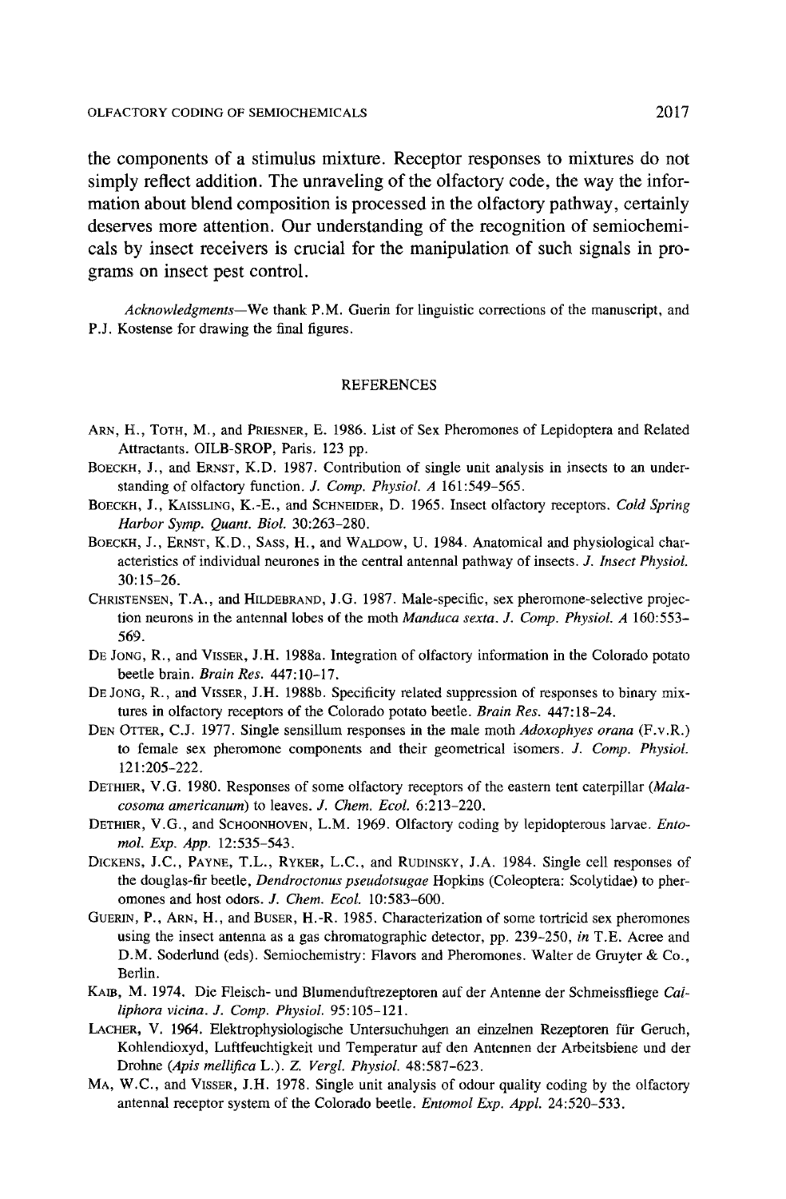the components of a stimulus mixture. Receptor responses to mixtures do not simply reflect addition. The unraveling of the olfactory code, the way the information about blend composition is processed in the olfactory pathway, certainly deserves more attention. Our understanding of the recognition of semiochemicals by insect receivers is crucial for the manipulation of such signals in programs on insect pest control.

*Acknowledgments*—We thank P.M. Guerin for linguistic corrections of the manuscript, and P.J. Kostense for drawing the final figures.

## REFERENCES

ARN, H., TOTH, M., and PRIESNER, E. 1986. List of Sex Pheromones of Lepidoptera and Related Attractants. OILB-SROP, Paris. 123 pp.

BOECKH, J., and ERNST, K.D. 1987. Contribution of single unit analysis in insects to an understanding of olfactory function. *J. Comp. Physiol. A* 161:549–565.

BOECKH, J., KAISSLING, K.-E., and SCHNEIDER, D. 1965. Insect olfactory receptors. *Cold Spring Harbor Symp. Quant. Biol.* 30:263–280.

BOECKH, J., ERNST, K.D., SASS, H., and WALDOW, U. 1984. Anatomical and physiological characteristics of individual neurones in the central antennal pathway of insects. *J. Insect Physiol.* 30:15–26.

CHRISTENSEN, T.A., and HILDEBRAND, J.G. 1987. Male-specific, sex pheromone-selective projection neurons in the antennal lobes of the moth *Manduca sexta*. *J. Comp. Physiol. A* 160:553–569.

DE JONG, R., and VISSER, J.H. 1988a. Integration of olfactory information in the Colorado potato beetle brain. *Brain Res.* 447:10–17.

DE JONG, R., and VISSER, J.H. 1988b. Specificity related suppression of responses to binary mixtures in olfactory receptors of the Colorado potato beetle. *Brain Res.* 447:18–24.

DEN OTTER, C.J. 1977. Single sensillum responses in the male moth *Adoxophyes orana* (F.v.R.) to female sex pheromone components and their geometrical isomers. *J. Comp. Physiol.* 121:205–222.

DETHIER, V.G. 1980. Responses of some olfactory receptors of the eastern tent caterpillar (*Malacosoma americanum*) to leaves. *J. Chem. Ecol.* 6:213–220.

DETHIER, V.G., and SCHOONHOVEN, L.M. 1969. Olfactory coding by lepidopterous larvae. *Entomol. Exp. App.* 12:535–543.

DICKENS, J.C., PAYNE, T.L., RYKER, L.C., and RUDINSKY, J.A. 1984. Single cell responses of the douglas-fir beetle, *Dendroctonus pseudotsugae* Hopkins (Coleoptera: Scolytidae) to pheromones and host odors. *J. Chem. Ecol.* 10:583–600.

GUERIN, P., ARN, H., and BUSER, H.-R. 1985. Characterization of some tortricid sex pheromones using the insect antenna as a gas chromatographic detector, pp. 239–250, *in* T.E. Acree and D.M. Soderlund (eds). Semiochemistry: Flavors and Pheromones. Walter de Gruyter & Co., Berlin.

KAIB, M. 1974. Die Fleisch- und Blumenduftrezeptoren auf der Antenne der Schmeissfliege *Calliphora vicina*. *J. Comp. Physiol.* 95:105–121.

LACHER, V. 1964. Elektrophysiologische Untersuchuhgen an einzelnen Rezeptoren für Geruch, Kohlendioxyd, Luftfeuchtigkeit und Temperatur auf den Antennen der Arbeitsbiene und der Drohne (*Apis mellifica* L.). *Z. Vergl. Physiol.* 48:587–623.

MA, W.C., and VISSER, J.H. 1978. Single unit analysis of odour quality coding by the olfactory antennal receptor system of the Colorado beetle. *Entomol Exp. Appl.* 24:520–533.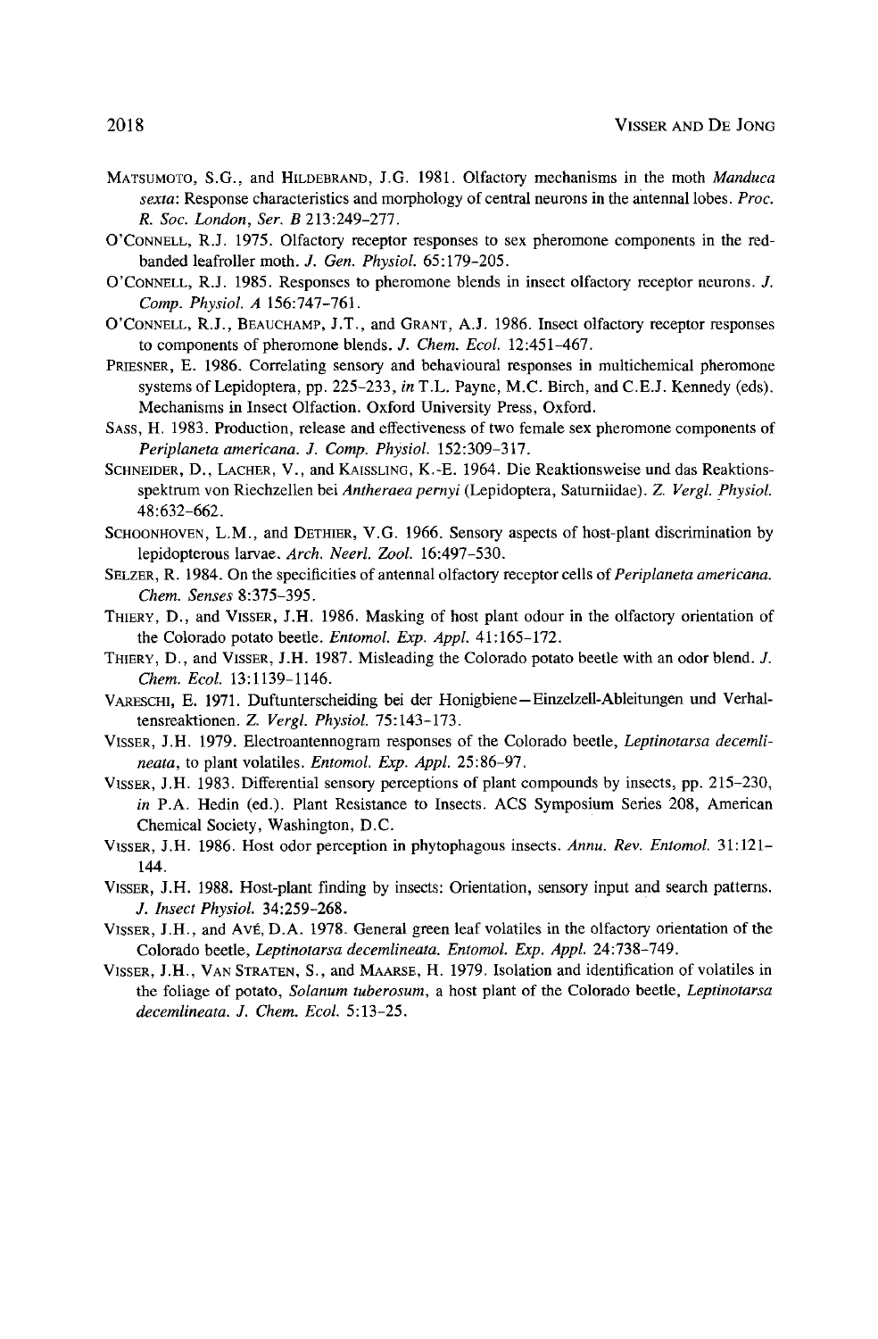MATSUMOTO, S.G., and HILDEBRAND, J.G. 1981. Olfactory mechanisms in the moth *Manduca sexta*: Response characteristics and morphology of central neurons in the antennal lobes. *Proc. R. Soc. London, Ser. B* 213:249–277.

O'CONNELL, R.J. 1975. Olfactory receptor responses to sex pheromone components in the red-banded leafroller moth. *J. Gen. Physiol.* 65:179–205.

O'CONNELL, R.J. 1985. Responses to pheromone blends in insect olfactory receptor neurons. *J. Comp. Physiol. A* 156:747–761.

O'CONNELL, R.J., BEAUCHAMP, J.T., and GRANT, A.J. 1986. Insect olfactory receptor responses to components of pheromone blends. *J. Chem. Ecol.* 12:451–467.

PRIESNER, E. 1986. Correlating sensory and behavioural responses in multichemical pheromone systems of Lepidoptera, pp. 225–233, *in* T.L. Payne, M.C. Birch, and C.E.J. Kennedy (eds). Mechanisms in Insect Olfaction. Oxford University Press, Oxford.

SASS, H. 1983. Production, release and effectiveness of two female sex pheromone components of *Periplaneta americana*. *J. Comp. Physiol.* 152:309–317.

SCHNEIDER, D., LACHER, V., and KAISSLING, K.-E. 1964. Die Reaktionsweise und das Reaktionsspektrum von Riechzellen bei *Antheraea pernyi* (Lepidoptera, Saturniidae). *Z. Vergl. Physiol.* 48:632–662.

SCHOONHOVEN, L.M., and DETHIER, V.G. 1966. Sensory aspects of host-plant discrimination by lepidopterous larvae. *Arch. Neerl. Zool.* 16:497–530.

SELZER, R. 1984. On the specificities of antennal olfactory receptor cells of *Periplaneta americana*. *Chem. Senses* 8:375–395.

THIERY, D., and VISSER, J.H. 1986. Masking of host plant odour in the olfactory orientation of the Colorado potato beetle. *Entomol. Exp. Appl.* 41:165–172.

THIERY, D., and VISSER, J.H. 1987. Misleading the Colorado potato beetle with an odor blend. *J. Chem. Ecol.* 13:1139–1146.

VARESCHI, E. 1971. Duftunterscheiding bei der Honigbiene—Einzelzell-Ableitungen und Verhaltensreaktionen. *Z. Vergl. Physiol.* 75:143–173.

VISSER, J.H. 1979. Electroantennogram responses of the Colorado beetle, *Leptinotarsa decemlineata*, to plant volatiles. *Entomol. Exp. Appl.* 25:86–97.

VISSER, J.H. 1983. Differential sensory perceptions of plant compounds by insects, pp. 215–230, *in* P.A. Hedin (ed.). Plant Resistance to Insects. ACS Symposium Series 208, American Chemical Society, Washington, D.C.

VISSER, J.H. 1986. Host odor perception in phytophagous insects. *Annu. Rev. Entomol.* 31:121–144.

VISSER, J.H. 1988. Host-plant finding by insects: Orientation, sensory input and search patterns. *J. Insect Physiol.* 34:259–268.

VISSER, J.H., and AVÉ, D.A. 1978. General green leaf volatiles in the olfactory orientation of the Colorado beetle, *Leptinotarsa decemlineata*. *Entomol. Exp. Appl.* 24:738–749.

VISSER, J.H., VAN STRATEN, S., and MAARSE, H. 1979. Isolation and identification of volatiles in the foliage of potato, *Solanum tuberosum*, a host plant of the Colorado beetle, *Leptinotarsa decemlineata*. *J. Chem. Ecol.* 5:13–25.